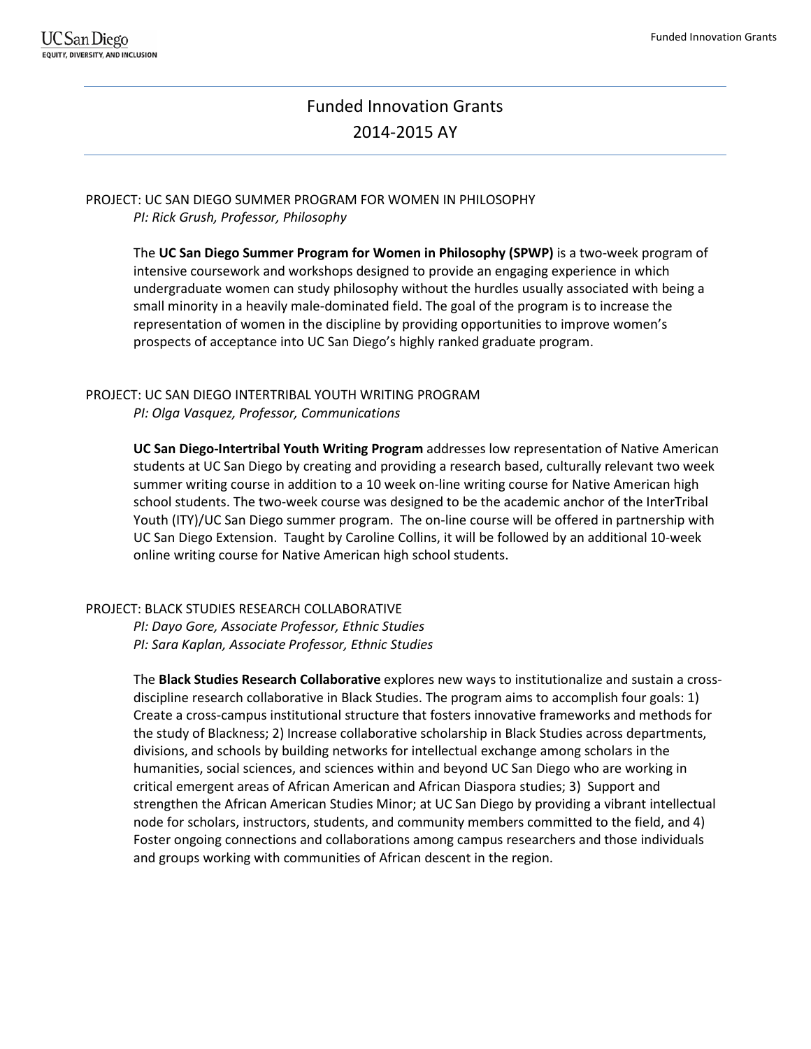# Funded Innovation Grants
## 2014-2015 AY

PROJECT: UC SAN DIEGO SUMMER PROGRAM FOR WOMEN IN PHILOSOPHY
*PI: Rick Grush, Professor, Philosophy*

The **UC San Diego Summer Program for Women in Philosophy (SPWP)** is a two-week program of intensive coursework and workshops designed to provide an engaging experience in which undergraduate women can study philosophy without the hurdles usually associated with being a small minority in a heavily male-dominated field. The goal of the program is to increase the representation of women in the discipline by providing opportunities to improve women's prospects of acceptance into UC San Diego's highly ranked graduate program.

PROJECT: UC SAN DIEGO INTERTRIBAL YOUTH WRITING PROGRAM
*PI: Olga Vasquez, Professor, Communications*

**UC San Diego-Intertribal Youth Writing Program** addresses low representation of Native American students at UC San Diego by creating and providing a research based, culturally relevant two week summer writing course in addition to a 10 week on-line writing course for Native American high school students. The two-week course was designed to be the academic anchor of the InterTribal Youth (ITY)/UC San Diego summer program. The on-line course will be offered in partnership with UC San Diego Extension. Taught by Caroline Collins, it will be followed by an additional 10-week online writing course for Native American high school students.

PROJECT: BLACK STUDIES RESEARCH COLLABORATIVE
*PI: Dayo Gore, Associate Professor, Ethnic Studies*
*PI: Sara Kaplan, Associate Professor, Ethnic Studies*

The **Black Studies Research Collaborative** explores new ways to institutionalize and sustain a cross-discipline research collaborative in Black Studies. The program aims to accomplish four goals: 1) Create a cross-campus institutional structure that fosters innovative frameworks and methods for the study of Blackness; 2) Increase collaborative scholarship in Black Studies across departments, divisions, and schools by building networks for intellectual exchange among scholars in the humanities, social sciences, and sciences within and beyond UC San Diego who are working in critical emergent areas of African American and African Diaspora studies; 3) Support and strengthen the African American Studies Minor; at UC San Diego by providing a vibrant intellectual node for scholars, instructors, students, and community members committed to the field, and 4) Foster ongoing connections and collaborations among campus researchers and those individuals and groups working with communities of African descent in the region.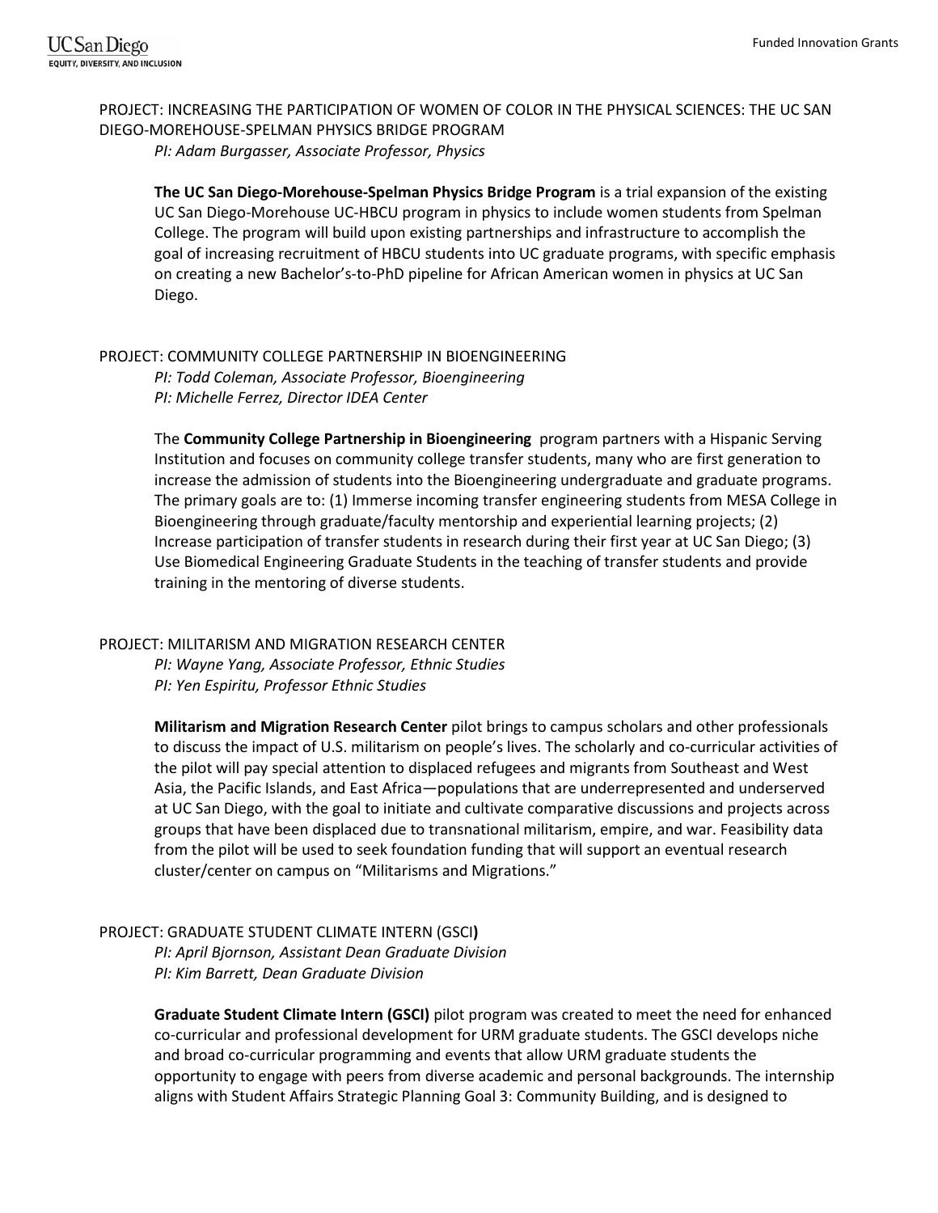PROJECT: INCREASING THE PARTICIPATION OF WOMEN OF COLOR IN THE PHYSICAL SCIENCES: THE UC SAN DIEGO-MOREHOUSE-SPELMAN PHYSICS BRIDGE PROGRAM

*PI: Adam Burgasser, Associate Professor, Physics*

**The UC San Diego-Morehouse-Spelman Physics Bridge Program** is a trial expansion of the existing UC San Diego-Morehouse UC-HBCU program in physics to include women students from Spelman College. The program will build upon existing partnerships and infrastructure to accomplish the goal of increasing recruitment of HBCU students into UC graduate programs, with specific emphasis on creating a new Bachelor's-to-PhD pipeline for African American women in physics at UC San Diego.

PROJECT: COMMUNITY COLLEGE PARTNERSHIP IN BIOENGINEERING

*PI: Todd Coleman, Associate Professor, Bioengineering*
*PI: Michelle Ferrez, Director IDEA Center*

The **Community College Partnership in Bioengineering** program partners with a Hispanic Serving Institution and focuses on community college transfer students, many who are first generation to increase the admission of students into the Bioengineering undergraduate and graduate programs. The primary goals are to: (1) Immerse incoming transfer engineering students from MESA College in Bioengineering through graduate/faculty mentorship and experiential learning projects; (2) Increase participation of transfer students in research during their first year at UC San Diego; (3) Use Biomedical Engineering Graduate Students in the teaching of transfer students and provide training in the mentoring of diverse students.

PROJECT: MILITARISM AND MIGRATION RESEARCH CENTER

*PI: Wayne Yang, Associate Professor, Ethnic Studies*
*PI: Yen Espiritu, Professor Ethnic Studies*

**Militarism and Migration Research Center** pilot brings to campus scholars and other professionals to discuss the impact of U.S. militarism on people's lives. The scholarly and co-curricular activities of the pilot will pay special attention to displaced refugees and migrants from Southeast and West Asia, the Pacific Islands, and East Africa—populations that are underrepresented and underserved at UC San Diego, with the goal to initiate and cultivate comparative discussions and projects across groups that have been displaced due to transnational militarism, empire, and war. Feasibility data from the pilot will be used to seek foundation funding that will support an eventual research cluster/center on campus on "Militarisms and Migrations."

PROJECT: GRADUATE STUDENT CLIMATE INTERN (GSCI**)**

*PI: April Bjornson, Assistant Dean Graduate Division*
*PI: Kim Barrett, Dean Graduate Division*

**Graduate Student Climate Intern (GSCI)** pilot program was created to meet the need for enhanced co-curricular and professional development for URM graduate students. The GSCI develops niche and broad co-curricular programming and events that allow URM graduate students the opportunity to engage with peers from diverse academic and personal backgrounds. The internship aligns with Student Affairs Strategic Planning Goal 3: Community Building, and is designed to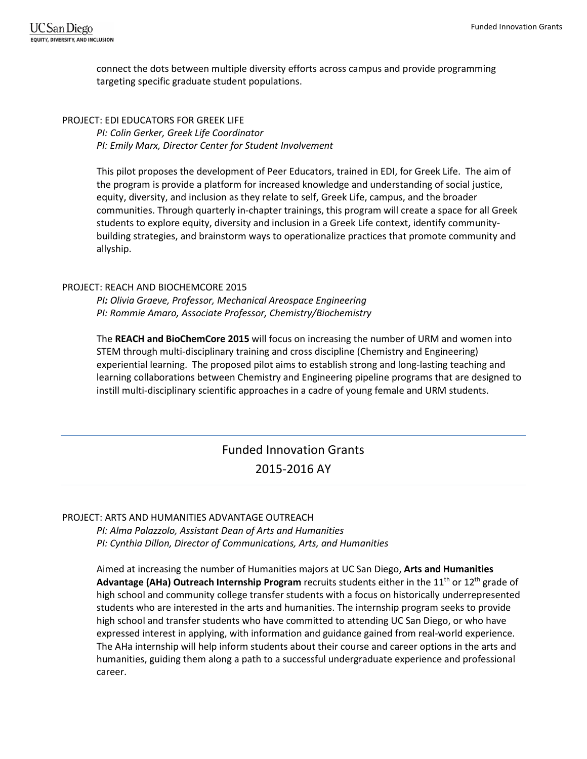connect the dots between multiple diversity efforts across campus and provide programming targeting specific graduate student populations.

PROJECT: EDI EDUCATORS FOR GREEK LIFE

*PI: Colin Gerker, Greek Life Coordinator*
*PI: Emily Marx, Director Center for Student Involvement*

This pilot proposes the development of Peer Educators, trained in EDI, for Greek Life. The aim of the program is provide a platform for increased knowledge and understanding of social justice, equity, diversity, and inclusion as they relate to self, Greek Life, campus, and the broader communities. Through quarterly in-chapter trainings, this program will create a space for all Greek students to explore equity, diversity and inclusion in a Greek Life context, identify community-building strategies, and brainstorm ways to operationalize practices that promote community and allyship.

PROJECT: REACH AND BIOCHEMCORE 2015

*PI: Olivia Graeve, Professor, Mechanical Areospace Engineering*
*PI: Rommie Amaro, Associate Professor, Chemistry/Biochemistry*

The **REACH and BioChemCore 2015** will focus on increasing the number of URM and women into STEM through multi-disciplinary training and cross discipline (Chemistry and Engineering) experiential learning. The proposed pilot aims to establish strong and long-lasting teaching and learning collaborations between Chemistry and Engineering pipeline programs that are designed to instill multi-disciplinary scientific approaches in a cadre of young female and URM students.

## Funded Innovation Grants 2015-2016 AY

PROJECT: ARTS AND HUMANITIES ADVANTAGE OUTREACH

*PI: Alma Palazzolo, Assistant Dean of Arts and Humanities*
*PI: Cynthia Dillon, Director of Communications, Arts, and Humanities*

Aimed at increasing the number of Humanities majors at UC San Diego, **Arts and Humanities Advantage (AHa) Outreach Internship Program** recruits students either in the 11th or 12th grade of high school and community college transfer students with a focus on historically underrepresented students who are interested in the arts and humanities. The internship program seeks to provide high school and transfer students who have committed to attending UC San Diego, or who have expressed interest in applying, with information and guidance gained from real-world experience. The AHa internship will help inform students about their course and career options in the arts and humanities, guiding them along a path to a successful undergraduate experience and professional career.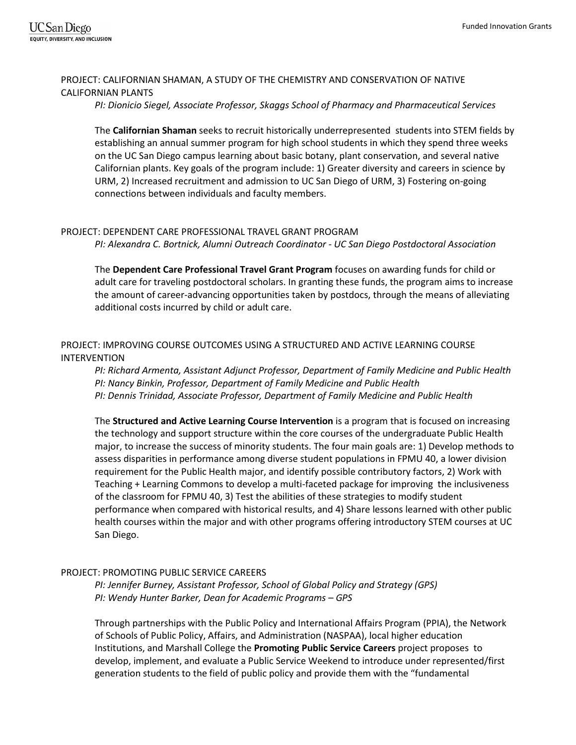PROJECT: CALIFORNIAN SHAMAN, A STUDY OF THE CHEMISTRY AND CONSERVATION OF NATIVE CALIFORNIAN PLANTS

*PI: Dionicio Siegel, Associate Professor, Skaggs School of Pharmacy and Pharmaceutical Services*

The **Californian Shaman** seeks to recruit historically underrepresented students into STEM fields by establishing an annual summer program for high school students in which they spend three weeks on the UC San Diego campus learning about basic botany, plant conservation, and several native Californian plants. Key goals of the program include: 1) Greater diversity and careers in science by URM, 2) Increased recruitment and admission to UC San Diego of URM, 3) Fostering on-going connections between individuals and faculty members.

PROJECT: DEPENDENT CARE PROFESSIONAL TRAVEL GRANT PROGRAM

*PI: Alexandra C. Bortnick, Alumni Outreach Coordinator - UC San Diego Postdoctoral Association*

The **Dependent Care Professional Travel Grant Program** focuses on awarding funds for child or adult care for traveling postdoctoral scholars. In granting these funds, the program aims to increase the amount of career-advancing opportunities taken by postdocs, through the means of alleviating additional costs incurred by child or adult care.

PROJECT: IMPROVING COURSE OUTCOMES USING A STRUCTURED AND ACTIVE LEARNING COURSE INTERVENTION

*PI: Richard Armenta, Assistant Adjunct Professor, Department of Family Medicine and Public Health*
*PI: Nancy Binkin, Professor, Department of Family Medicine and Public Health*
*PI: Dennis Trinidad, Associate Professor, Department of Family Medicine and Public Health*

The **Structured and Active Learning Course Intervention** is a program that is focused on increasing the technology and support structure within the core courses of the undergraduate Public Health major, to increase the success of minority students. The four main goals are: 1) Develop methods to assess disparities in performance among diverse student populations in FPMU 40, a lower division requirement for the Public Health major, and identify possible contributory factors, 2) Work with Teaching + Learning Commons to develop a multi-faceted package for improving the inclusiveness of the classroom for FPMU 40, 3) Test the abilities of these strategies to modify student performance when compared with historical results, and 4) Share lessons learned with other public health courses within the major and with other programs offering introductory STEM courses at UC San Diego.

PROJECT: PROMOTING PUBLIC SERVICE CAREERS

*PI: Jennifer Burney, Assistant Professor, School of Global Policy and Strategy (GPS)*
*PI: Wendy Hunter Barker, Dean for Academic Programs – GPS*

Through partnerships with the Public Policy and International Affairs Program (PPIA), the Network of Schools of Public Policy, Affairs, and Administration (NASPAA), local higher education Institutions, and Marshall College the **Promoting Public Service Careers** project proposes to develop, implement, and evaluate a Public Service Weekend to introduce under represented/first generation students to the field of public policy and provide them with the "fundamental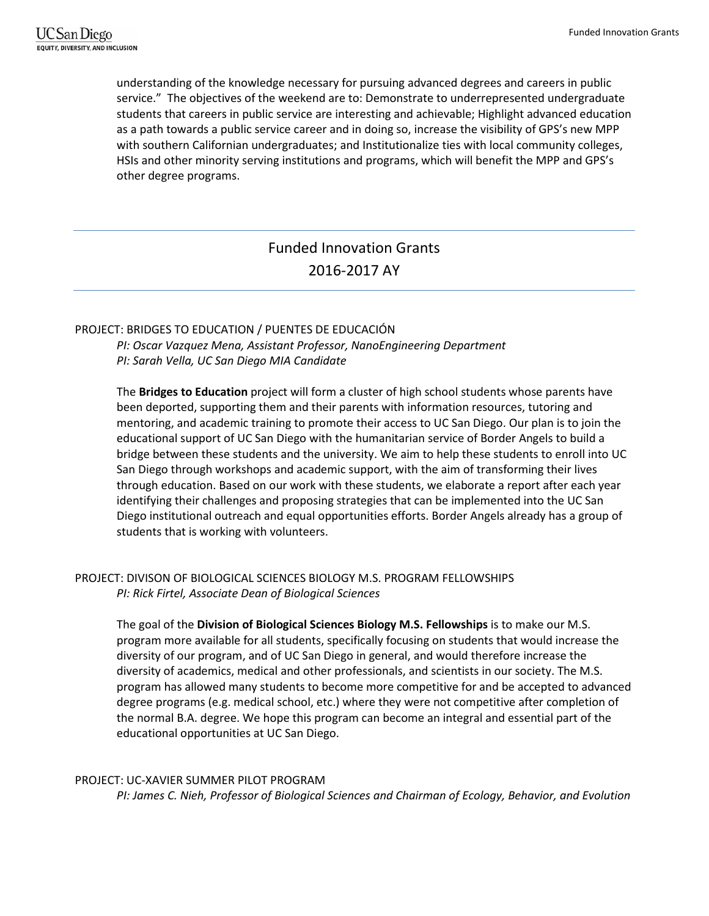understanding of the knowledge necessary for pursuing advanced degrees and careers in public service." The objectives of the weekend are to: Demonstrate to underrepresented undergraduate students that careers in public service are interesting and achievable; Highlight advanced education as a path towards a public service career and in doing so, increase the visibility of GPS's new MPP with southern Californian undergraduates; and Institutionalize ties with local community colleges, HSIs and other minority serving institutions and programs, which will benefit the MPP and GPS's other degree programs.

---

## Funded Innovation Grants
## 2016-2017 AY

---

PROJECT: BRIDGES TO EDUCATION / PUENTES DE EDUCACIÓN

*PI: Oscar Vazquez Mena, Assistant Professor, NanoEngineering Department*

*PI: Sarah Vella, UC San Diego MIA Candidate*

The **Bridges to Education** project will form a cluster of high school students whose parents have been deported, supporting them and their parents with information resources, tutoring and mentoring, and academic training to promote their access to UC San Diego. Our plan is to join the educational support of UC San Diego with the humanitarian service of Border Angels to build a bridge between these students and the university. We aim to help these students to enroll into UC San Diego through workshops and academic support, with the aim of transforming their lives through education. Based on our work with these students, we elaborate a report after each year identifying their challenges and proposing strategies that can be implemented into the UC San Diego institutional outreach and equal opportunities efforts. Border Angels already has a group of students that is working with volunteers.

PROJECT: DIVISON OF BIOLOGICAL SCIENCES BIOLOGY M.S. PROGRAM FELLOWSHIPS

*PI: Rick Firtel, Associate Dean of Biological Sciences*

The goal of the **Division of Biological Sciences Biology M.S. Fellowships** is to make our M.S. program more available for all students, specifically focusing on students that would increase the diversity of our program, and of UC San Diego in general, and would therefore increase the diversity of academics, medical and other professionals, and scientists in our society. The M.S. program has allowed many students to become more competitive for and be accepted to advanced degree programs (e.g. medical school, etc.) where they were not competitive after completion of the normal B.A. degree. We hope this program can become an integral and essential part of the educational opportunities at UC San Diego.

PROJECT: UC-XAVIER SUMMER PILOT PROGRAM

*PI: James C. Nieh, Professor of Biological Sciences and Chairman of Ecology, Behavior, and Evolution*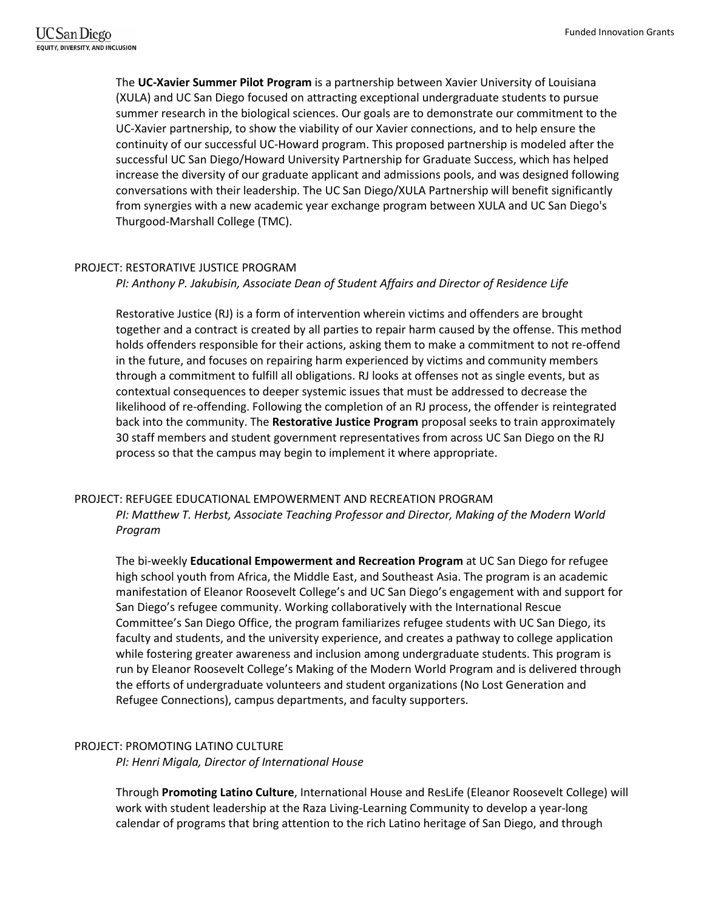The **UC-Xavier Summer Pilot Program** is a partnership between Xavier University of Louisiana (XULA) and UC San Diego focused on attracting exceptional undergraduate students to pursue summer research in the biological sciences. Our goals are to demonstrate our commitment to the UC-Xavier partnership, to show the viability of our Xavier connections, and to help ensure the continuity of our successful UC-Howard program. This proposed partnership is modeled after the successful UC San Diego/Howard University Partnership for Graduate Success, which has helped increase the diversity of our graduate applicant and admissions pools, and was designed following conversations with their leadership. The UC San Diego/XULA Partnership will benefit significantly from synergies with a new academic year exchange program between XULA and UC San Diego's Thurgood-Marshall College (TMC).

## PROJECT: RESTORATIVE JUSTICE PROGRAM

*PI: Anthony P. Jakubisin, Associate Dean of Student Affairs and Director of Residence Life*

Restorative Justice (RJ) is a form of intervention wherein victims and offenders are brought together and a contract is created by all parties to repair harm caused by the offense. This method holds offenders responsible for their actions, asking them to make a commitment to not re-offend in the future, and focuses on repairing harm experienced by victims and community members through a commitment to fulfill all obligations. RJ looks at offenses not as single events, but as contextual consequences to deeper systemic issues that must be addressed to decrease the likelihood of re-offending. Following the completion of an RJ process, the offender is reintegrated back into the community. The **Restorative Justice Program** proposal seeks to train approximately 30 staff members and student government representatives from across UC San Diego on the RJ process so that the campus may begin to implement it where appropriate.

## PROJECT: REFUGEE EDUCATIONAL EMPOWERMENT AND RECREATION PROGRAM

*PI: Matthew T. Herbst, Associate Teaching Professor and Director, Making of the Modern World Program*

The bi-weekly **Educational Empowerment and Recreation Program** at UC San Diego for refugee high school youth from Africa, the Middle East, and Southeast Asia. The program is an academic manifestation of Eleanor Roosevelt College's and UC San Diego's engagement with and support for San Diego's refugee community. Working collaboratively with the International Rescue Committee's San Diego Office, the program familiarizes refugee students with UC San Diego, its faculty and students, and the university experience, and creates a pathway to college application while fostering greater awareness and inclusion among undergraduate students. This program is run by Eleanor Roosevelt College's Making of the Modern World Program and is delivered through the efforts of undergraduate volunteers and student organizations (No Lost Generation and Refugee Connections), campus departments, and faculty supporters.

## PROJECT: PROMOTING LATINO CULTURE

*PI: Henri Migala, Director of International House*

Through **Promoting Latino Culture**, International House and ResLife (Eleanor Roosevelt College) will work with student leadership at the Raza Living-Learning Community to develop a year-long calendar of programs that bring attention to the rich Latino heritage of San Diego, and through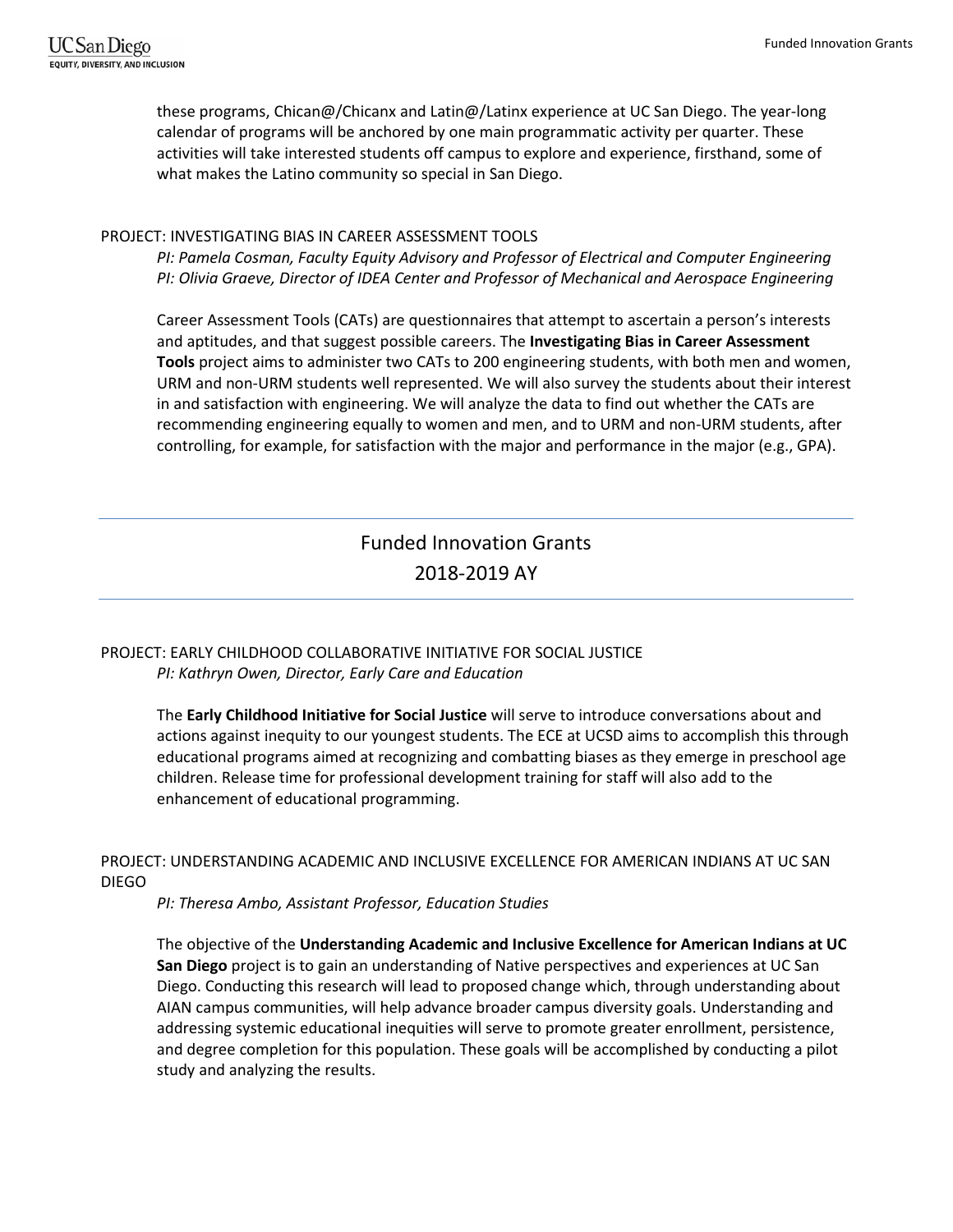these programs, Chican@/Chicanx and Latin@/Latinx experience at UC San Diego. The year-long calendar of programs will be anchored by one main programmatic activity per quarter. These activities will take interested students off campus to explore and experience, firsthand, some of what makes the Latino community so special in San Diego.

### PROJECT: INVESTIGATING BIAS IN CAREER ASSESSMENT TOOLS

*PI: Pamela Cosman, Faculty Equity Advisory and Professor of Electrical and Computer Engineering*
*PI: Olivia Graeve, Director of IDEA Center and Professor of Mechanical and Aerospace Engineering*

Career Assessment Tools (CATs) are questionnaires that attempt to ascertain a person's interests and aptitudes, and that suggest possible careers. The **Investigating Bias in Career Assessment Tools** project aims to administer two CATs to 200 engineering students, with both men and women, URM and non-URM students well represented. We will also survey the students about their interest in and satisfaction with engineering. We will analyze the data to find out whether the CATs are recommending engineering equally to women and men, and to URM and non-URM students, after controlling, for example, for satisfaction with the major and performance in the major (e.g., GPA).

---

## Funded Innovation Grants
## 2018-2019 AY

---

### PROJECT: EARLY CHILDHOOD COLLABORATIVE INITIATIVE FOR SOCIAL JUSTICE

*PI: Kathryn Owen, Director, Early Care and Education*

The **Early Childhood Initiative for Social Justice** will serve to introduce conversations about and actions against inequity to our youngest students. The ECE at UCSD aims to accomplish this through educational programs aimed at recognizing and combatting biases as they emerge in preschool age children. Release time for professional development training for staff will also add to the enhancement of educational programming.

### PROJECT: UNDERSTANDING ACADEMIC AND INCLUSIVE EXCELLENCE FOR AMERICAN INDIANS AT UC SAN DIEGO

*PI: Theresa Ambo, Assistant Professor, Education Studies*

The objective of the **Understanding Academic and Inclusive Excellence for American Indians at UC San Diego** project is to gain an understanding of Native perspectives and experiences at UC San Diego. Conducting this research will lead to proposed change which, through understanding about AIAN campus communities, will help advance broader campus diversity goals. Understanding and addressing systemic educational inequities will serve to promote greater enrollment, persistence, and degree completion for this population. These goals will be accomplished by conducting a pilot study and analyzing the results.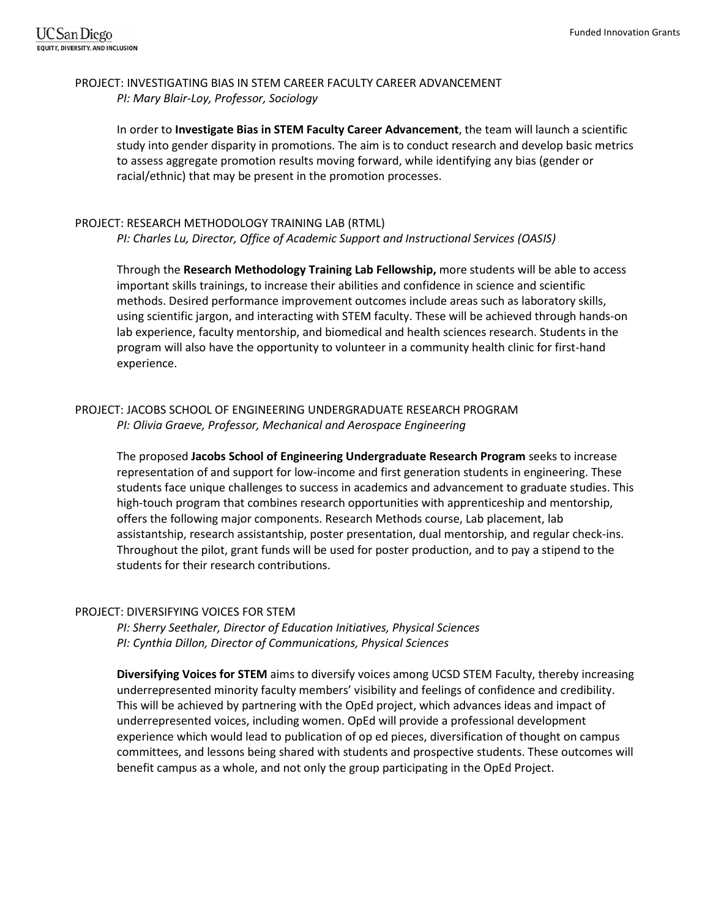## PROJECT: INVESTIGATING BIAS IN STEM CAREER FACULTY CAREER ADVANCEMENT

*PI: Mary Blair-Loy, Professor, Sociology*

In order to **Investigate Bias in STEM Faculty Career Advancement**, the team will launch a scientific study into gender disparity in promotions. The aim is to conduct research and develop basic metrics to assess aggregate promotion results moving forward, while identifying any bias (gender or racial/ethnic) that may be present in the promotion processes.

## PROJECT: RESEARCH METHODOLOGY TRAINING LAB (RTML)

*PI: Charles Lu, Director, Office of Academic Support and Instructional Services (OASIS)*

Through the **Research Methodology Training Lab Fellowship,** more students will be able to access important skills trainings, to increase their abilities and confidence in science and scientific methods. Desired performance improvement outcomes include areas such as laboratory skills, using scientific jargon, and interacting with STEM faculty. These will be achieved through hands-on lab experience, faculty mentorship, and biomedical and health sciences research. Students in the program will also have the opportunity to volunteer in a community health clinic for first-hand experience.

## PROJECT: JACOBS SCHOOL OF ENGINEERING UNDERGRADUATE RESEARCH PROGRAM

*PI: Olivia Graeve, Professor, Mechanical and Aerospace Engineering*

The proposed **Jacobs School of Engineering Undergraduate Research Program** seeks to increase representation of and support for low-income and first generation students in engineering. These students face unique challenges to success in academics and advancement to graduate studies. This high-touch program that combines research opportunities with apprenticeship and mentorship, offers the following major components. Research Methods course, Lab placement, lab assistantship, research assistantship, poster presentation, dual mentorship, and regular check-ins. Throughout the pilot, grant funds will be used for poster production, and to pay a stipend to the students for their research contributions.

## PROJECT: DIVERSIFYING VOICES FOR STEM

*PI: Sherry Seethaler, Director of Education Initiatives, Physical Sciences*
*PI: Cynthia Dillon, Director of Communications, Physical Sciences*

**Diversifying Voices for STEM** aims to diversify voices among UCSD STEM Faculty, thereby increasing underrepresented minority faculty members' visibility and feelings of confidence and credibility. This will be achieved by partnering with the OpEd project, which advances ideas and impact of underrepresented voices, including women. OpEd will provide a professional development experience which would lead to publication of op ed pieces, diversification of thought on campus committees, and lessons being shared with students and prospective students. These outcomes will benefit campus as a whole, and not only the group participating in the OpEd Project.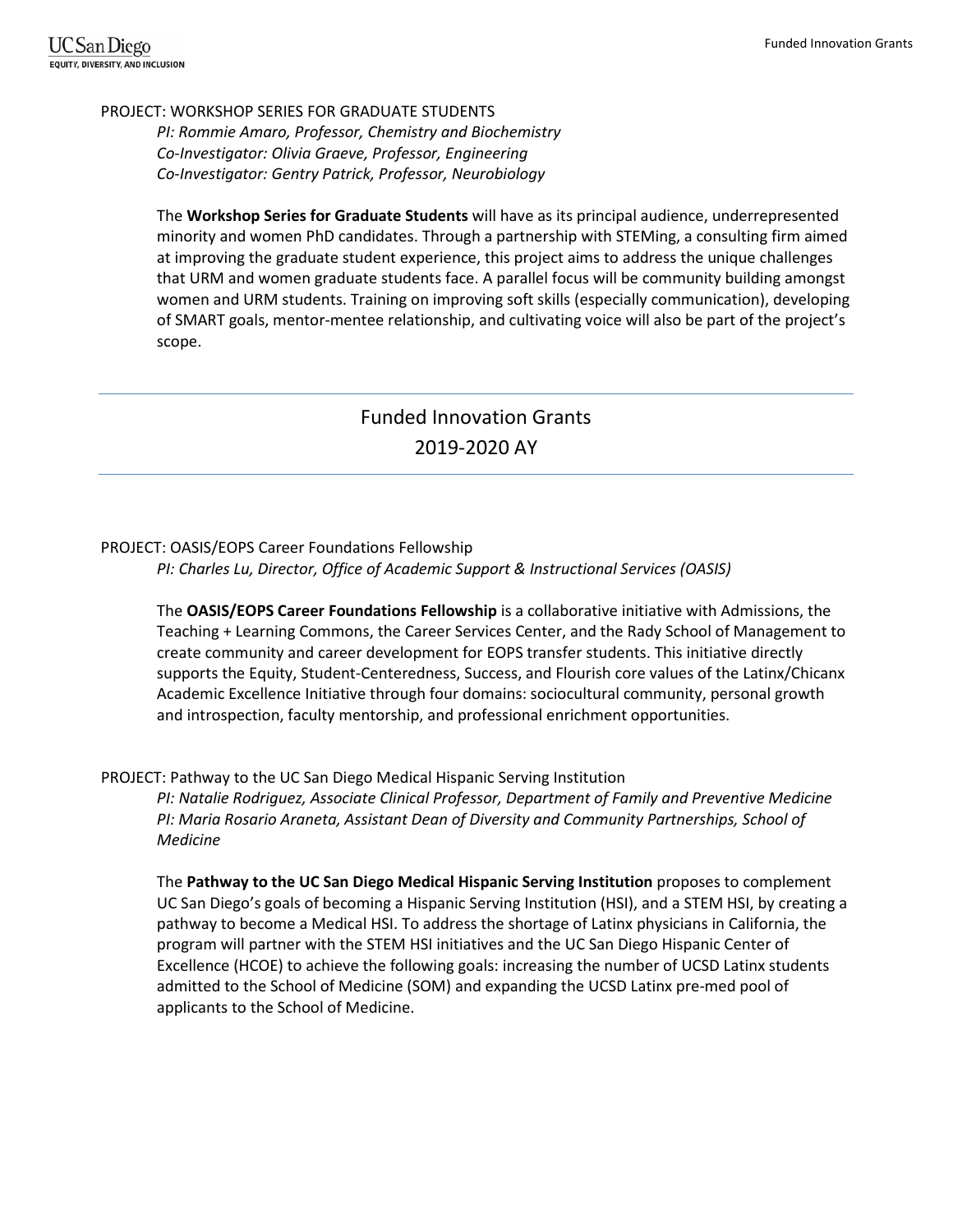PROJECT: WORKSHOP SERIES FOR GRADUATE STUDENTS

*PI: Rommie Amaro, Professor, Chemistry and Biochemistry*
*Co-Investigator: Olivia Graeve, Professor, Engineering*
*Co-Investigator: Gentry Patrick, Professor, Neurobiology*

The **Workshop Series for Graduate Students** will have as its principal audience, underrepresented minority and women PhD candidates. Through a partnership with STEMing, a consulting firm aimed at improving the graduate student experience, this project aims to address the unique challenges that URM and women graduate students face. A parallel focus will be community building amongst women and URM students. Training on improving soft skills (especially communication), developing of SMART goals, mentor-mentee relationship, and cultivating voice will also be part of the project's scope.

---

## Funded Innovation Grants
## 2019-2020 AY

---

PROJECT: OASIS/EOPS Career Foundations Fellowship

*PI: Charles Lu, Director, Office of Academic Support & Instructional Services (OASIS)*

The **OASIS/EOPS Career Foundations Fellowship** is a collaborative initiative with Admissions, the Teaching + Learning Commons, the Career Services Center, and the Rady School of Management to create community and career development for EOPS transfer students. This initiative directly supports the Equity, Student-Centeredness, Success, and Flourish core values of the Latinx/Chicanx Academic Excellence Initiative through four domains: sociocultural community, personal growth and introspection, faculty mentorship, and professional enrichment opportunities.

PROJECT: Pathway to the UC San Diego Medical Hispanic Serving Institution

*PI: Natalie Rodriguez, Associate Clinical Professor, Department of Family and Preventive Medicine*
*PI: Maria Rosario Araneta, Assistant Dean of Diversity and Community Partnerships, School of Medicine*

The **Pathway to the UC San Diego Medical Hispanic Serving Institution** proposes to complement UC San Diego's goals of becoming a Hispanic Serving Institution (HSI), and a STEM HSI, by creating a pathway to become a Medical HSI. To address the shortage of Latinx physicians in California, the program will partner with the STEM HSI initiatives and the UC San Diego Hispanic Center of Excellence (HCOE) to achieve the following goals: increasing the number of UCSD Latinx students admitted to the School of Medicine (SOM) and expanding the UCSD Latinx pre-med pool of applicants to the School of Medicine.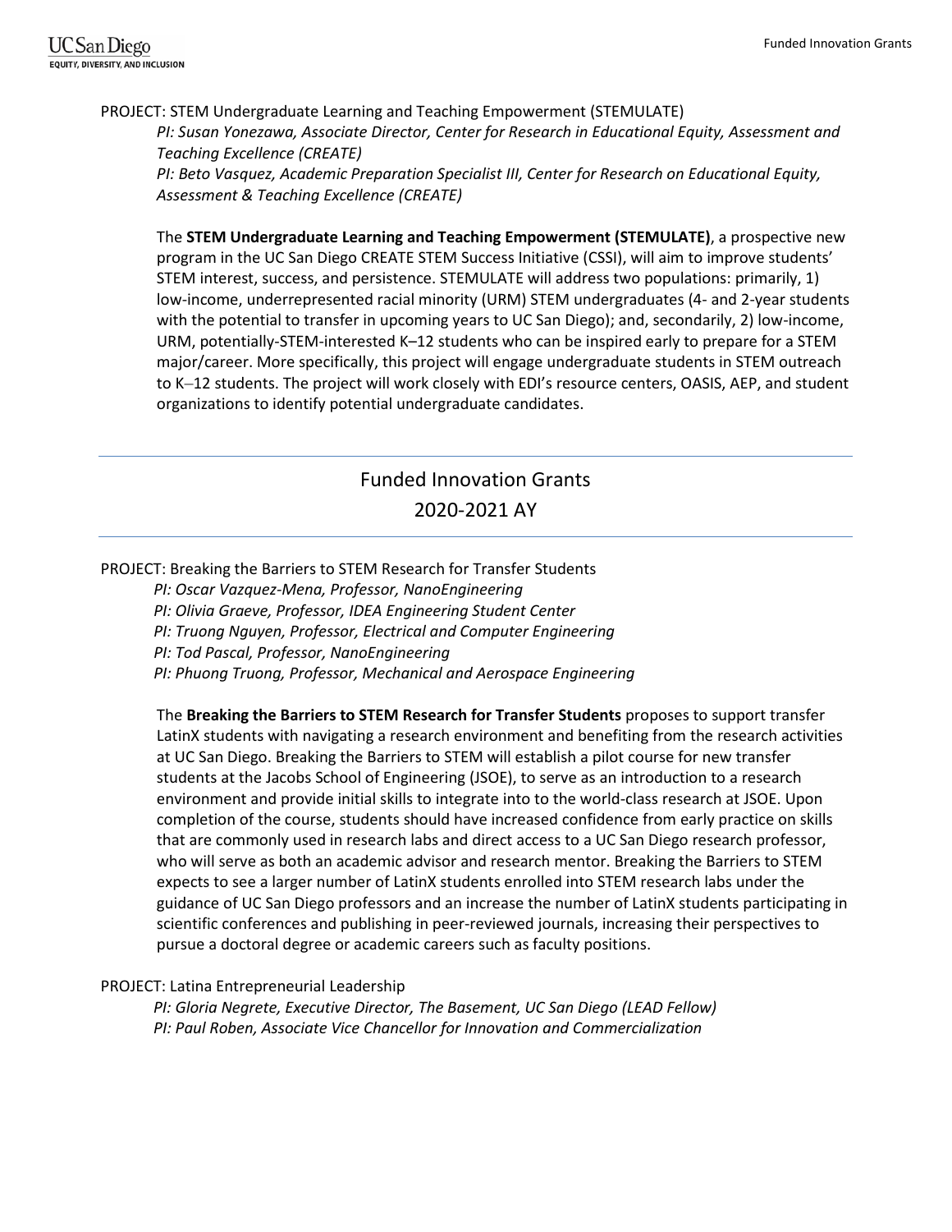PROJECT: STEM Undergraduate Learning and Teaching Empowerment (STEMULATE)

*PI: Susan Yonezawa, Associate Director, Center for Research in Educational Equity, Assessment and Teaching Excellence (CREATE)*

*PI: Beto Vasquez, Academic Preparation Specialist III, Center for Research on Educational Equity, Assessment & Teaching Excellence (CREATE)*

The **STEM Undergraduate Learning and Teaching Empowerment (STEMULATE)**, a prospective new program in the UC San Diego CREATE STEM Success Initiative (CSSI), will aim to improve students' STEM interest, success, and persistence. STEMULATE will address two populations: primarily, 1) low-income, underrepresented racial minority (URM) STEM undergraduates (4- and 2-year students with the potential to transfer in upcoming years to UC San Diego); and, secondarily, 2) low-income, URM, potentially-STEM-interested K–12 students who can be inspired early to prepare for a STEM major/career. More specifically, this project will engage undergraduate students in STEM outreach to K–12 students. The project will work closely with EDI's resource centers, OASIS, AEP, and student organizations to identify potential undergraduate candidates.

---

## Funded Innovation Grants
## 2020-2021 AY

---

PROJECT: Breaking the Barriers to STEM Research for Transfer Students

*PI: Oscar Vazquez-Mena, Professor, NanoEngineering*

*PI: Olivia Graeve, Professor, IDEA Engineering Student Center*

*PI: Truong Nguyen, Professor, Electrical and Computer Engineering*

*PI: Tod Pascal, Professor, NanoEngineering*

*PI: Phuong Truong, Professor, Mechanical and Aerospace Engineering*

The **Breaking the Barriers to STEM Research for Transfer Students** proposes to support transfer LatinX students with navigating a research environment and benefiting from the research activities at UC San Diego. Breaking the Barriers to STEM will establish a pilot course for new transfer students at the Jacobs School of Engineering (JSOE), to serve as an introduction to a research environment and provide initial skills to integrate into to the world-class research at JSOE. Upon completion of the course, students should have increased confidence from early practice on skills that are commonly used in research labs and direct access to a UC San Diego research professor, who will serve as both an academic advisor and research mentor. Breaking the Barriers to STEM expects to see a larger number of LatinX students enrolled into STEM research labs under the guidance of UC San Diego professors and an increase the number of LatinX students participating in scientific conferences and publishing in peer-reviewed journals, increasing their perspectives to pursue a doctoral degree or academic careers such as faculty positions.

PROJECT: Latina Entrepreneurial Leadership

*PI: Gloria Negrete, Executive Director, The Basement, UC San Diego (LEAD Fellow)*

*PI: Paul Roben, Associate Vice Chancellor for Innovation and Commercialization*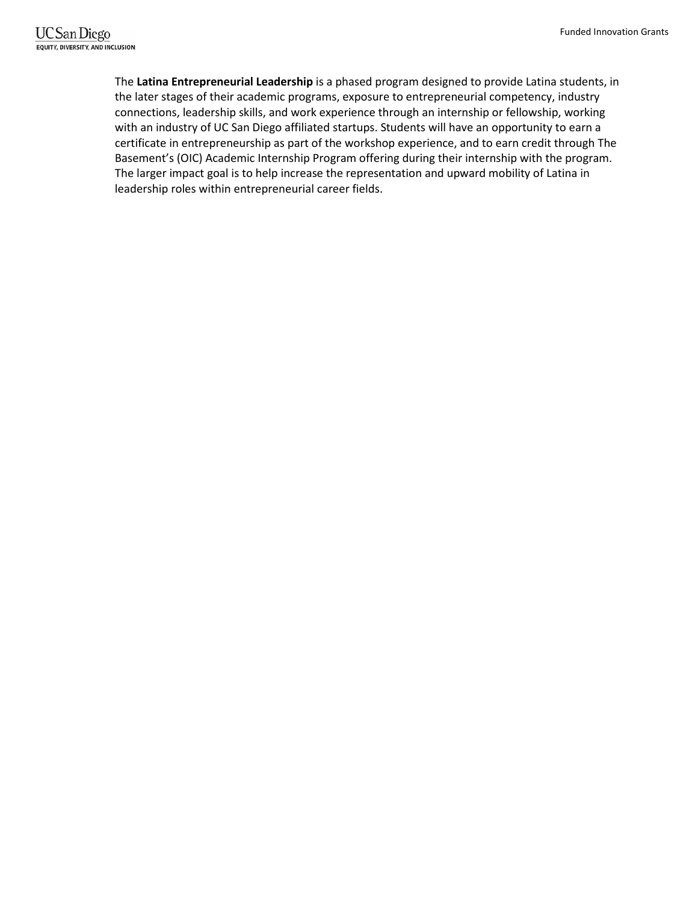The **Latina Entrepreneurial Leadership** is a phased program designed to provide Latina students, in the later stages of their academic programs, exposure to entrepreneurial competency, industry connections, leadership skills, and work experience through an internship or fellowship, working with an industry of UC San Diego affiliated startups. Students will have an opportunity to earn a certificate in entrepreneurship as part of the workshop experience, and to earn credit through The Basement's (OIC) Academic Internship Program offering during their internship with the program. The larger impact goal is to help increase the representation and upward mobility of Latina in leadership roles within entrepreneurial career fields.